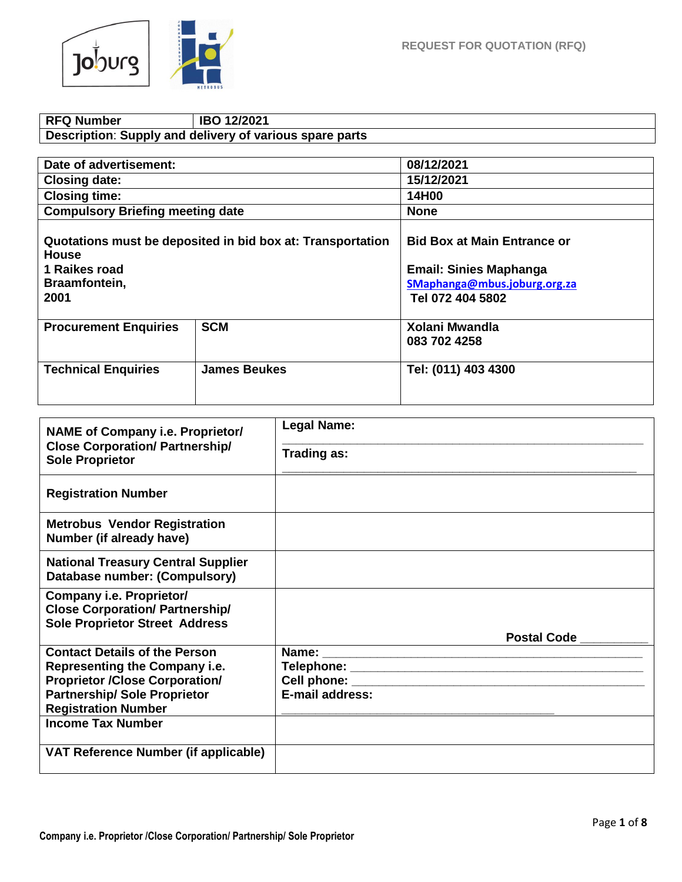REQUEST FOR QUOTATION (RFQ)

| RFQ Number | IBO 12/2021 |
|---|---|
| **Description**: Supply and delivery of various spare parts | |

| Date of advertisement: | | 08/12/2021 |
|---|---|---|
| Closing date: | | 15/12/2021 |
| Closing time: | | 14H00 |
| Compulsory Briefing meeting date | | None |
| Quotations must be deposited in bid box at: Transportation House<br>1 Raikes road<br>Braamfontein,<br>2001 | | Bid Box at Main Entrance or<br><br>Email: Sinies Maphanga<br>SMaphanga@mbus.joburg.org.za<br>Tel 072 404 5802 |
| Procurement Enquiries | SCM | Xolani Mwandla<br>083 702 4258 |
| Technical Enquiries | James Beukes | Tel: (011) 403 4300 |

| | |
|---|---|
| NAME of Company i.e. Proprietor/ Close Corporation/ Partnership/ Sole Proprietor | Legal Name: ______________________________<br>Trading as: ______________________________ |
| Registration Number | |
| Metrobus Vendor Registration Number (if already have) | |
| National Treasury Central Supplier Database number: (Compulsory) | |
| Company i.e. Proprietor/ Close Corporation/ Partnership/ Sole Proprietor Street Address | Postal Code __________ |
| Contact Details of the Person Representing the Company i.e. Proprietor /Close Corporation/ Partnership/ Sole Proprietor Registration Number | Name: ______________________________<br>Telephone: ______________________________<br>Cell phone: ______________________________<br>E-mail address: ______________________________ |
| Income Tax Number | |
| VAT Reference Number (if applicable) | |

Company i.e. Proprietor /Close Corporation/ Partnership/ Sole Proprietor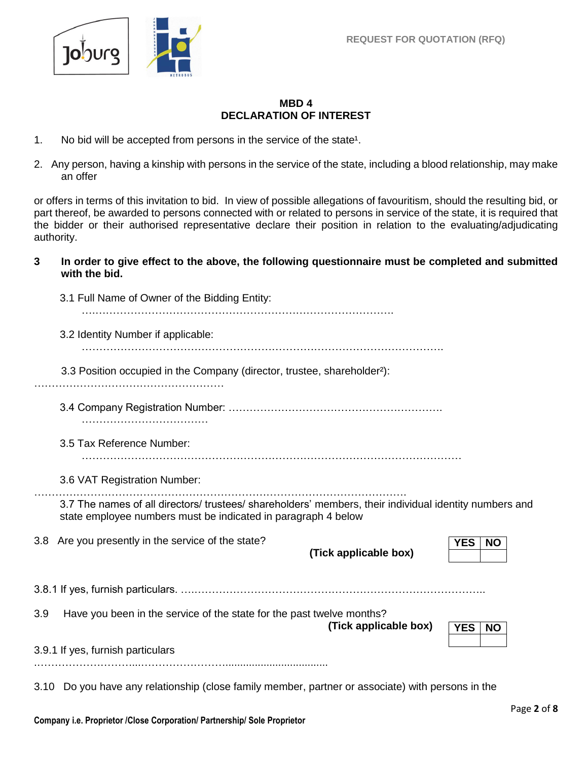## MBD 4
## DECLARATION OF INTEREST

1. No bid will be accepted from persons in the service of the state[1].

2. Any person, having a kinship with persons in the service of the state, including a blood relationship, may make an offer

or offers in terms of this invitation to bid. In view of possible allegations of favouritism, should the resulting bid, or part thereof, be awarded to persons connected with or related to persons in service of the state, it is required that the bidder or their authorised representative declare their position in relation to the evaluating/adjudicating authority.

**3 In order to give effect to the above, the following questionnaire must be completed and submitted with the bid.**

3.1 Full Name of Owner of the Bidding Entity: ………………………………………………………………………………

3.2 Identity Number if applicable: ………………………………………………………………………………………………

3.3 Position occupied in the Company (director, trustee, shareholder[2]): ……………………………………………………

3.4 Company Registration Number: …………………………………………………… ………………………………

3.5 Tax Reference Number: ………………………………………………………………………………………………

3.6 VAT Registration Number: ………………………………………………………………………………………………

3.7 The names of all directors/ trustees/ shareholders' members, their individual identity numbers and state employee numbers must be indicated in paragraph 4 below

3.8 Are you presently in the service of the state? **(Tick applicable box)**

| YES | NO |
|---|---|
| | |

3.8.1 If yes, furnish particulars. ………………………………………………………………………………

3.9 Have you been in the service of the state for the past twelve months? **(Tick applicable box)**

| YES | NO |
|---|---|
| | |

3.9.1 If yes, furnish particulars ………………………………………………………………………………

3.10 Do you have any relationship (close family member, partner or associate) with persons in the

**Company i.e. Proprietor /Close Corporation/ Partnership/ Sole Proprietor**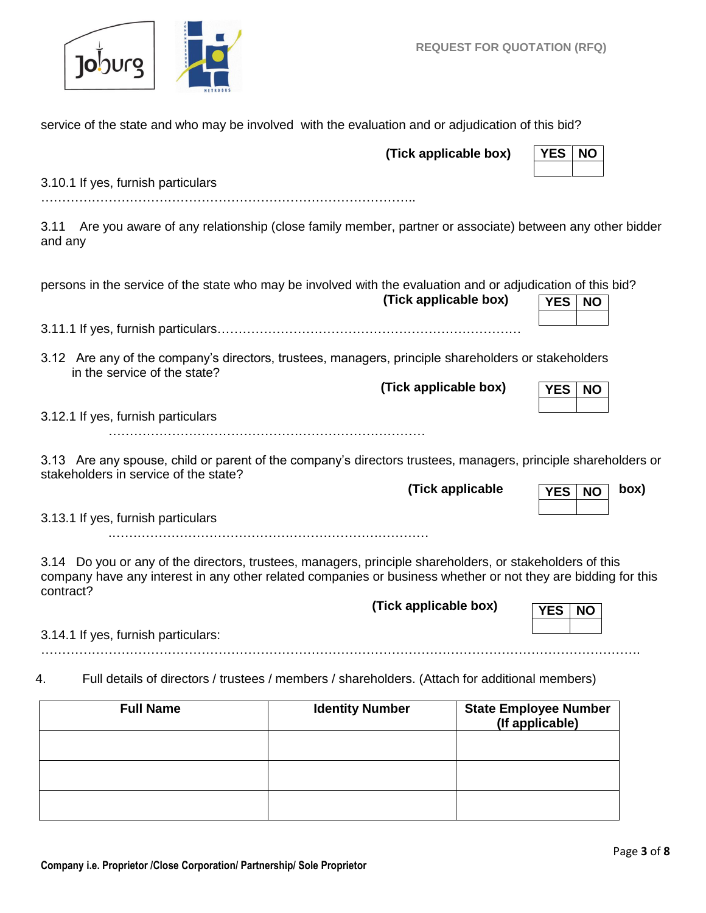service of the state and who may be involved with the evaluation and or adjudication of this bid?

**(Tick applicable box)**

| YES | NO |
|---|---|
| | |

3.10.1 If yes, furnish particulars

……………………………………………………………………………..

3.11 Are you aware of any relationship (close family member, partner or associate) between any other bidder and any

persons in the service of the state who may be involved with the evaluation and or adjudication of this bid?

**(Tick applicable box)**

| YES | NO |
|---|---|
| | |

3.11.1 If yes, furnish particulars…………………………………………………………………

3.12 Are any of the company's directors, trustees, managers, principle shareholders or stakeholders in the service of the state?

**(Tick applicable box)**

| YES | NO |
|---|---|
| | |

3.12.1 If yes, furnish particulars

…………………………………………………………………

3.13 Are any spouse, child or parent of the company's directors trustees, managers, principle shareholders or stakeholders in service of the state?

**(Tick applicable box)**

| YES | NO |
|---|---|
| | |

3.13.1 If yes, furnish particulars

…………………………………………………………………

3.14 Do you or any of the directors, trustees, managers, principle shareholders, or stakeholders of this company have any interest in any other related companies or business whether or not they are bidding for this contract?

**(Tick applicable box)**

| YES | NO |
|---|---|
| | |

3.14.1 If yes, furnish particulars:

……………………………………………………………………………………………………………………………

4. Full details of directors / trustees / members / shareholders. (Attach for additional members)

| Full Name | Identity Number | State Employee Number (If applicable) |
|---|---|---|
| | | |
| | | |
| | | |

**Company i.e. Proprietor /Close Corporation/ Partnership/ Sole Proprietor**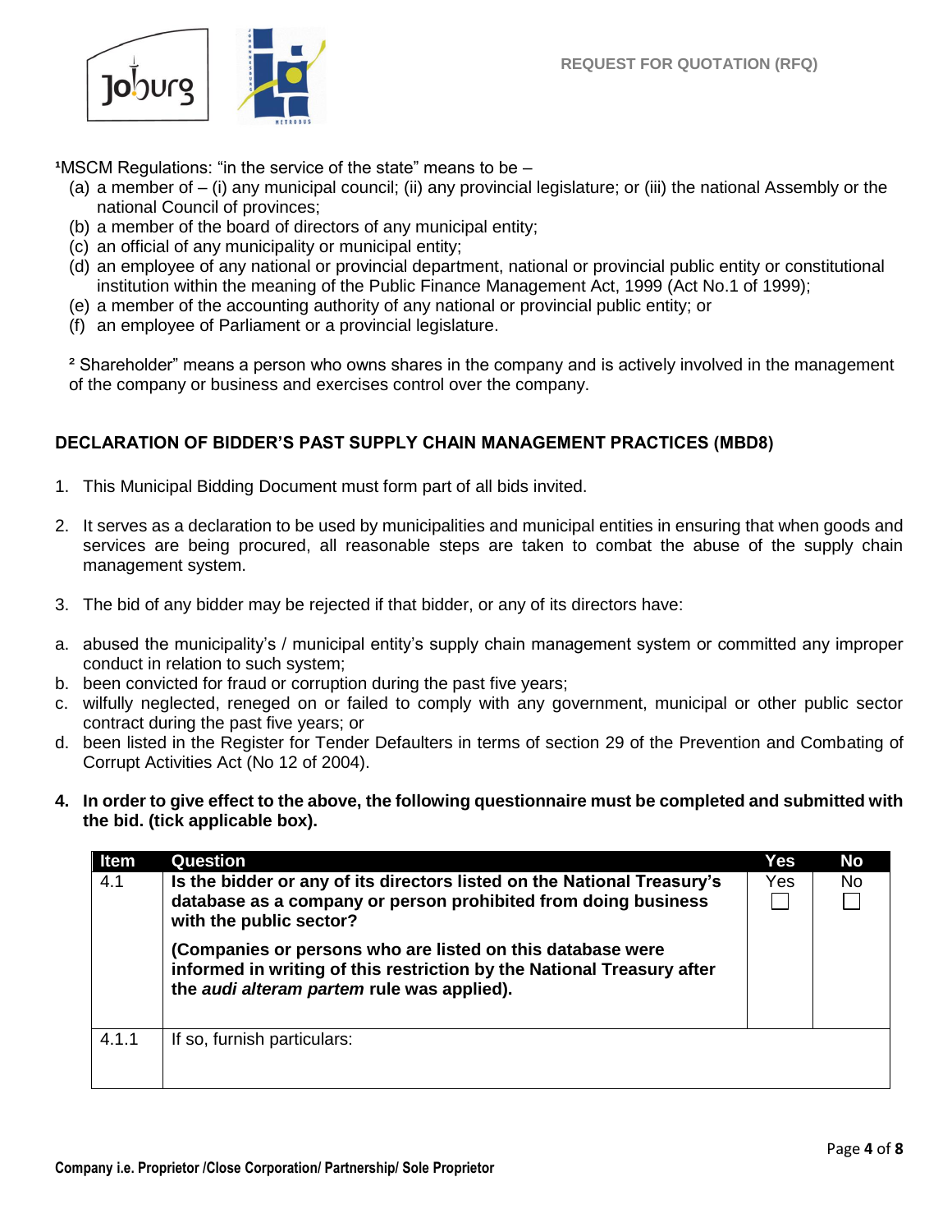[1]MSCM Regulations: "in the service of the state" means to be –

(a) a member of – (i) any municipal council; (ii) any provincial legislature; or (iii) the national Assembly or the national Council of provinces;
(b) a member of the board of directors of any municipal entity;
(c) an official of any municipality or municipal entity;
(d) an employee of any national or provincial department, national or provincial public entity or constitutional institution within the meaning of the Public Finance Management Act, 1999 (Act No.1 of 1999);
(e) a member of the accounting authority of any national or provincial public entity; or
(f) an employee of Parliament or a provincial legislature.

[2] Shareholder" means a person who owns shares in the company and is actively involved in the management of the company or business and exercises control over the company.

## DECLARATION OF BIDDER'S PAST SUPPLY CHAIN MANAGEMENT PRACTICES (MBD8)

1. This Municipal Bidding Document must form part of all bids invited.

2. It serves as a declaration to be used by municipalities and municipal entities in ensuring that when goods and services are being procured, all reasonable steps are taken to combat the abuse of the supply chain management system.

3. The bid of any bidder may be rejected if that bidder, or any of its directors have:

a. abused the municipality's / municipal entity's supply chain management system or committed any improper conduct in relation to such system;
b. been convicted for fraud or corruption during the past five years;
c. wilfully neglected, reneged on or failed to comply with any government, municipal or other public sector contract during the past five years; or
d. been listed in the Register for Tender Defaulters in terms of section 29 of the Prevention and Combating of Corrupt Activities Act (No 12 of 2004).

4. **In order to give effect to the above, the following questionnaire must be completed and submitted with the bid. (tick applicable box).**

| Item | Question | Yes | No |
|---|---|---|---|
| 4.1 | **Is the bidder or any of its directors listed on the National Treasury's database as a company or person prohibited from doing business with the public sector?** **(Companies or persons who are listed on this database were informed in writing of this restriction by the National Treasury after the *audi alteram partem* rule was applied).** | Yes ☐ | No ☐ |
| 4.1.1 | If so, furnish particulars: | | |

**Company i.e. Proprietor /Close Corporation/ Partnership/ Sole Proprietor**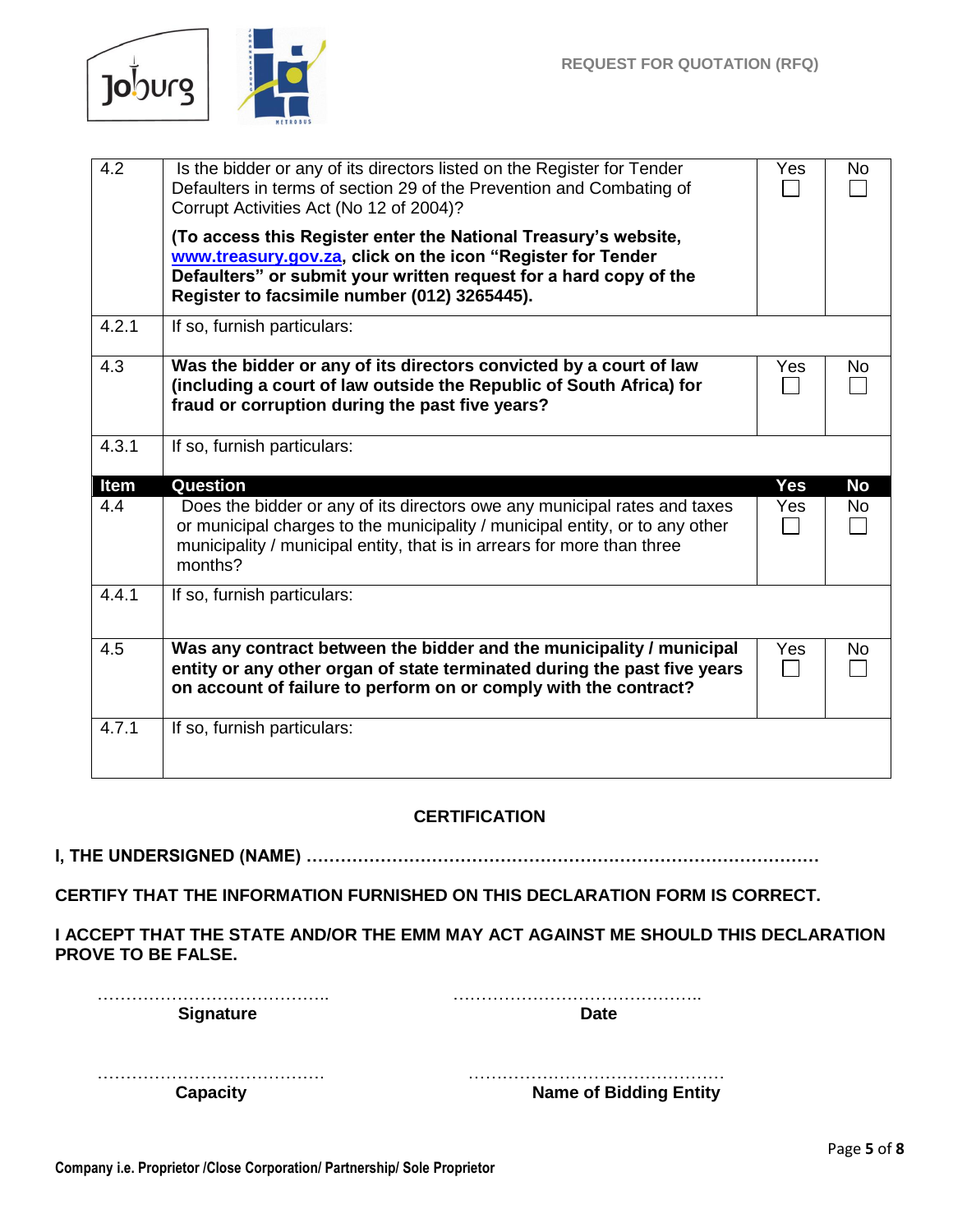| 4.2 | Is the bidder or any of its directors listed on the Register for Tender Defaulters in terms of section 29 of the Prevention and Combating of Corrupt Activities Act (No 12 of 2004)?<br><br>**(To access this Register enter the National Treasury's website, [www.treasury.gov.za](http://www.treasury.gov.za), click on the icon "Register for Tender Defaulters" or submit your written request for a hard copy of the Register to facsimile number (012) 3265445).** | Yes ☐ | No ☐ |
|---|---|---|---|
| 4.2.1 | If so, furnish particulars: | | |
| 4.3 | **Was the bidder or any of its directors convicted by a court of law (including a court of law outside the Republic of South Africa) for fraud or corruption during the past five years?** | Yes ☐ | No ☐ |
| 4.3.1 | If so, furnish particulars: | | |
| **Item** | **Question** | **Yes** | **No** |
| 4.4 | Does the bidder or any of its directors owe any municipal rates and taxes or municipal charges to the municipality / municipal entity, or to any other municipality / municipal entity, that is in arrears for more than three months? | Yes ☐ | No ☐ |
| 4.4.1 | If so, furnish particulars: | | |
| 4.5 | **Was any contract between the bidder and the municipality / municipal entity or any other organ of state terminated during the past five years on account of failure to perform on or comply with the contract?** | Yes ☐ | No ☐ |
| 4.7.1 | If so, furnish particulars: | | |

**CERTIFICATION**

**I, THE UNDERSIGNED (NAME) ………………………………………………………………………………**

**CERTIFY THAT THE INFORMATION FURNISHED ON THIS DECLARATION FORM IS CORRECT.**

**I ACCEPT THAT THE STATE AND/OR THE EMM MAY ACT AGAINST ME SHOULD THIS DECLARATION PROVE TO BE FALSE.**

…………………………………….. **Signature**

…………………………………….. **Date**

…………………………………… **Capacity**

……………………………………… **Name of Bidding Entity**

**Company i.e. Proprietor /Close Corporation/ Partnership/ Sole Proprietor**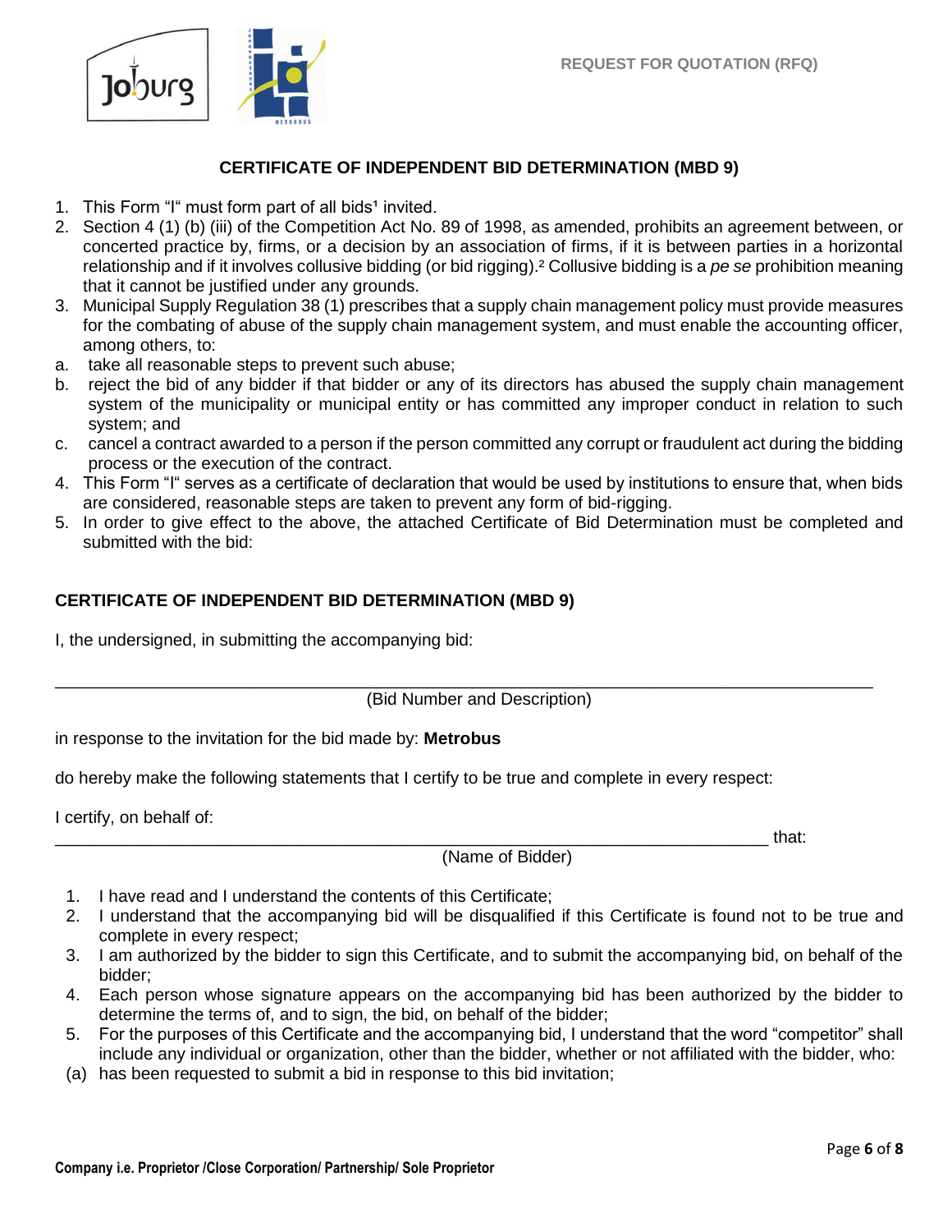## CERTIFICATE OF INDEPENDENT BID DETERMINATION (MBD 9)

1. This Form "I" must form part of all bids[1] invited.
2. Section 4 (1) (b) (iii) of the Competition Act No. 89 of 1998, as amended, prohibits an agreement between, or concerted practice by, firms, or a decision by an association of firms, if it is between parties in a horizontal relationship and if it involves collusive bidding (or bid rigging).[2] Collusive bidding is a *pe se* prohibition meaning that it cannot be justified under any grounds.
3. Municipal Supply Regulation 38 (1) prescribes that a supply chain management policy must provide measures for the combating of abuse of the supply chain management system, and must enable the accounting officer, among others, to:

   a. take all reasonable steps to prevent such abuse;

   b. reject the bid of any bidder if that bidder or any of its directors has abused the supply chain management system of the municipality or municipal entity or has committed any improper conduct in relation to such system; and

   c. cancel a contract awarded to a person if the person committed any corrupt or fraudulent act during the bidding process or the execution of the contract.
4. This Form "I" serves as a certificate of declaration that would be used by institutions to ensure that, when bids are considered, reasonable steps are taken to prevent any form of bid-rigging.
5. In order to give effect to the above, the attached Certificate of Bid Determination must be completed and submitted with the bid:

## CERTIFICATE OF INDEPENDENT BID DETERMINATION (MBD 9)

I, the undersigned, in submitting the accompanying bid:

_______________________________________________________________________________

(Bid Number and Description)

in response to the invitation for the bid made by: **Metrobus**

do hereby make the following statements that I certify to be true and complete in every respect:

I certify, on behalf of:

_______________________________________________________________________ that:

(Name of Bidder)

1. I have read and I understand the contents of this Certificate;
2. I understand that the accompanying bid will be disqualified if this Certificate is found not to be true and complete in every respect;
3. I am authorized by the bidder to sign this Certificate, and to submit the accompanying bid, on behalf of the bidder;
4. Each person whose signature appears on the accompanying bid has been authorized by the bidder to determine the terms of, and to sign, the bid, on behalf of the bidder;
5. For the purposes of this Certificate and the accompanying bid, I understand that the word "competitor" shall include any individual or organization, other than the bidder, whether or not affiliated with the bidder, who:

   (a) has been requested to submit a bid in response to this bid invitation;

**Company i.e. Proprietor /Close Corporation/ Partnership/ Sole Proprietor**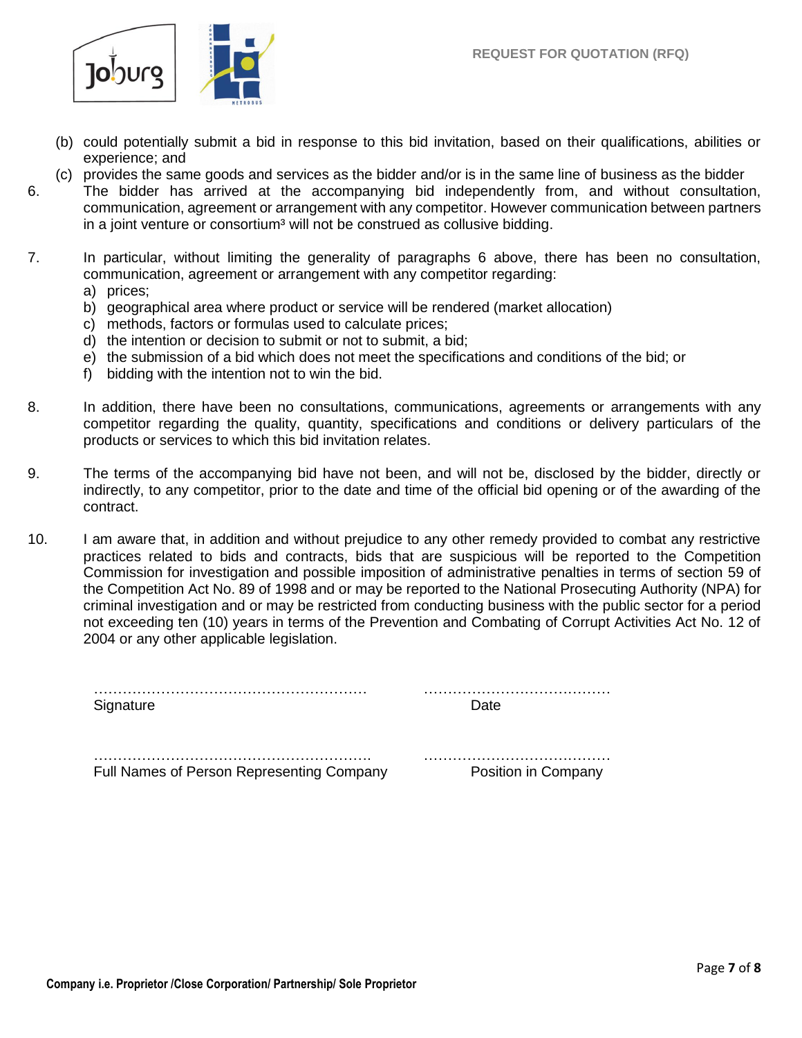(b) could potentially submit a bid in response to this bid invitation, based on their qualifications, abilities or experience; and

(c) provides the same goods and services as the bidder and/or is in the same line of business as the bidder

6. The bidder has arrived at the accompanying bid independently from, and without consultation, communication, agreement or arrangement with any competitor. However communication between partners in a joint venture or consortium[3] will not be construed as collusive bidding.

7. In particular, without limiting the generality of paragraphs 6 above, there has been no consultation, communication, agreement or arrangement with any competitor regarding:
   a) prices;
   b) geographical area where product or service will be rendered (market allocation)
   c) methods, factors or formulas used to calculate prices;
   d) the intention or decision to submit or not to submit, a bid;
   e) the submission of a bid which does not meet the specifications and conditions of the bid; or
   f) bidding with the intention not to win the bid.

8. In addition, there have been no consultations, communications, agreements or arrangements with any competitor regarding the quality, quantity, specifications and conditions or delivery particulars of the products or services to which this bid invitation relates.

9. The terms of the accompanying bid have not been, and will not be, disclosed by the bidder, directly or indirectly, to any competitor, prior to the date and time of the official bid opening or of the awarding of the contract.

10. I am aware that, in addition and without prejudice to any other remedy provided to combat any restrictive practices related to bids and contracts, bids that are suspicious will be reported to the Competition Commission for investigation and possible imposition of administrative penalties in terms of section 59 of the Competition Act No. 89 of 1998 and or may be reported to the National Prosecuting Authority (NPA) for criminal investigation and or may be restricted from conducting business with the public sector for a period not exceeding ten (10) years in terms of the Prevention and Combating of Corrupt Activities Act No. 12 of 2004 or any other applicable legislation.

…………………………………………………
Signature

…………………………………
Date

………………………………………………….
Full Names of Person Representing Company

…………………………………
Position in Company

**Company i.e. Proprietor /Close Corporation/ Partnership/ Sole Proprietor**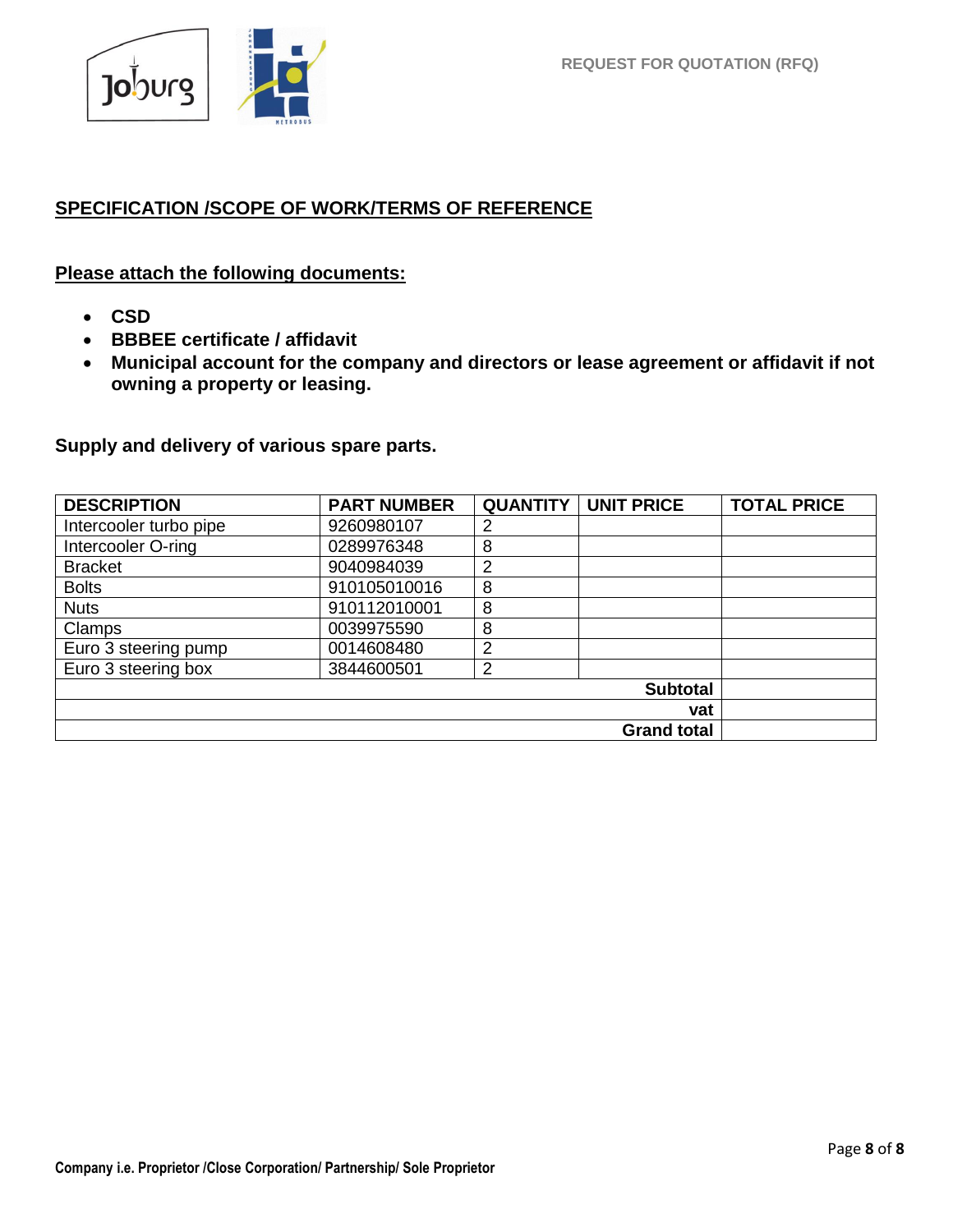REQUEST FOR QUOTATION (RFQ)

## SPECIFICATION /SCOPE OF WORK/TERMS OF REFERENCE

**Please attach the following documents:**

- **CSD**
- **BBBEE certificate / affidavit**
- **Municipal account for the company and directors or lease agreement or affidavit if not owning a property or leasing.**

**Supply and delivery of various spare parts.**

| DESCRIPTION | PART NUMBER | QUANTITY | UNIT PRICE | TOTAL PRICE |
|---|---|---|---|---|
| Intercooler turbo pipe | 9260980107 | 2 | | |
| Intercooler O-ring | 0289976348 | 8 | | |
| Bracket | 9040984039 | 2 | | |
| Bolts | 910105010016 | 8 | | |
| Nuts | 910112010001 | 8 | | |
| Clamps | 0039975590 | 8 | | |
| Euro 3 steering pump | 0014608480 | 2 | | |
| Euro 3 steering box | 3844600501 | 2 | | |
| | | | **Subtotal** | |
| | | | **vat** | |
| | | | **Grand total** | |

**Company i.e. Proprietor /Close Corporation/ Partnership/ Sole Proprietor**